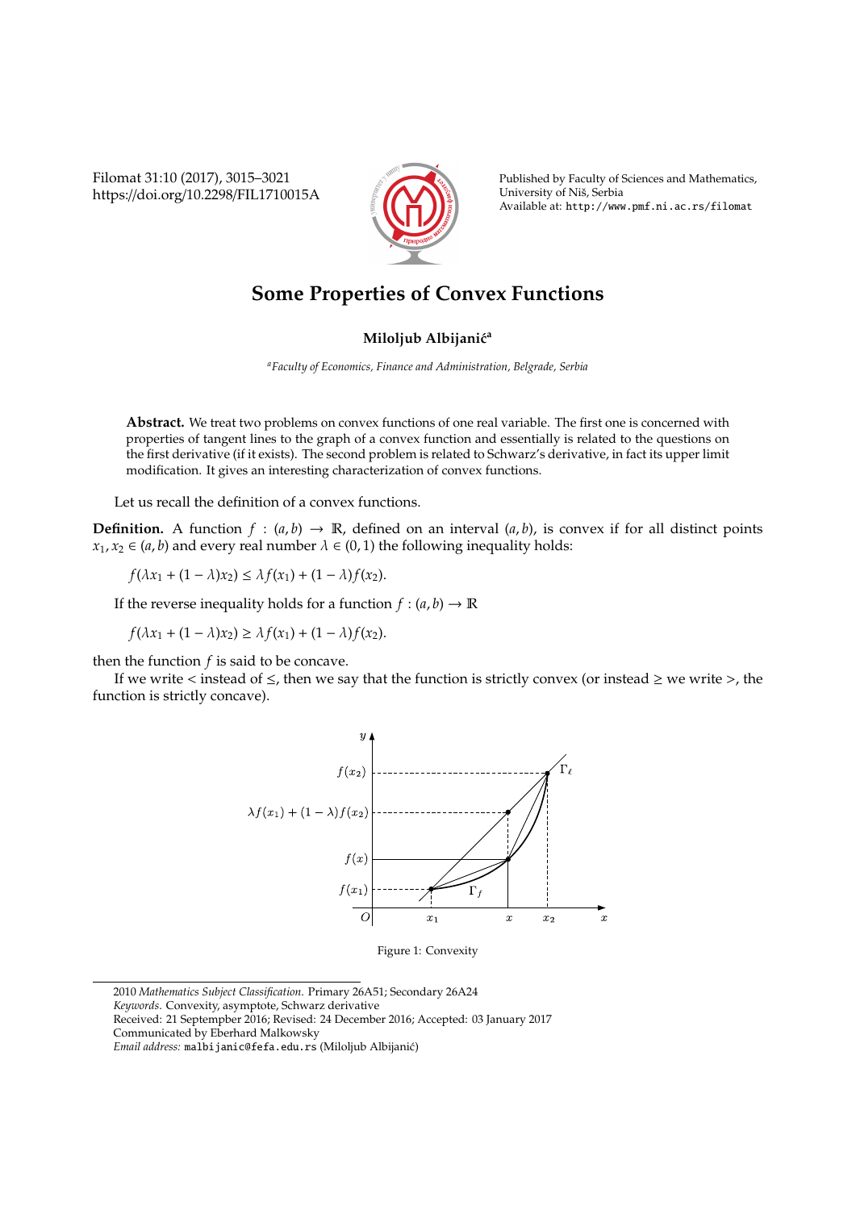# Some Properties of Convex Functions

**Miloljub Albijanić**[a]

[a]*Faculty of Economics, Finance and Administration, Belgrade, Serbia*

**Abstract.** We treat two problems on convex functions of one real variable. The first one is concerned with properties of tangent lines to the graph of a convex function and essentially is related to the questions on the first derivative (if it exists). The second problem is related to Schwarz's derivative, in fact its upper limit modification. It gives an interesting characterization of convex functions.

Let us recall the definition of a convex functions.

**Definition.** A function $f : (a, b) \to \mathbb{R}$, defined on an interval $(a, b)$, is convex if for all distinct points $x_1, x_2 \in (a, b)$ and every real number $\lambda \in (0, 1)$ the following inequality holds:

$$f(\lambda x_1 + (1 - \lambda)x_2) \leq \lambda f(x_1) + (1 - \lambda) f(x_2).$$

If the reverse inequality holds for a function $f : (a, b) \to \mathbb{R}$

$$f(\lambda x_1 + (1 - \lambda)x_2) \geq \lambda f(x_1) + (1 - \lambda) f(x_2).$$

then the function $f$ is said to be concave.

If we write $<$ instead of $\leq$, then we say that the function is strictly convex (or instead $\geq$ we write $>$, the function is strictly concave).

Figure 1: Convexity

2010 *Mathematics Subject Classification*. Primary 26A51; Secondary 26A24

*Keywords*. Convexity, asymptote, Schwarz derivative

Received: 21 Septempber 2016; Revised: 24 December 2016; Accepted: 03 January 2017

Communicated by Eberhard Malkowsky

*Email address:* malbijanic@fefa.edu.rs (Miloljub Albijanić)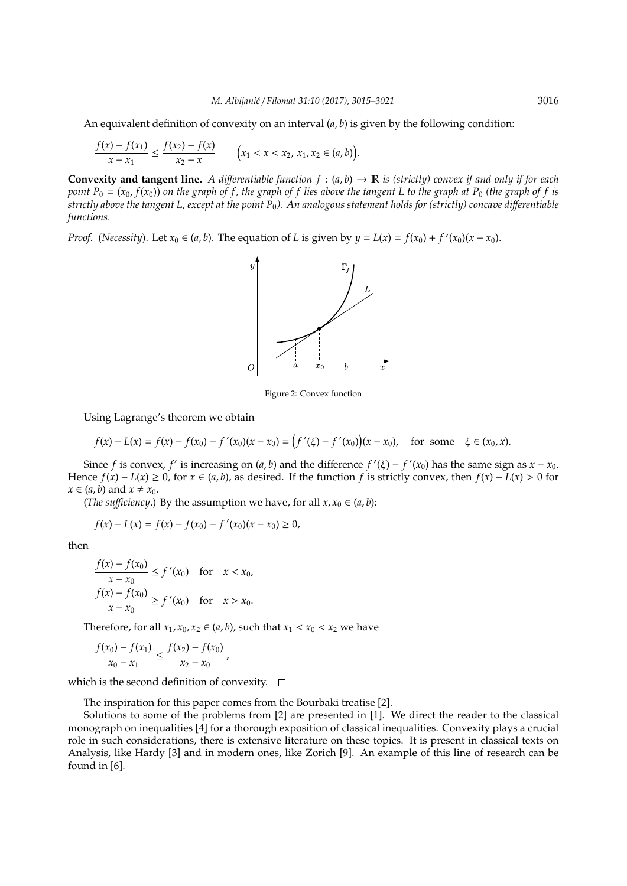An equivalent definition of convexity on an interval $(a, b)$ is given by the following condition:

$$\frac{f(x) - f(x_1)}{x - x_1} \le \frac{f(x_2) - f(x)}{x_2 - x} \qquad \big(x_1 < x < x_2,\ x_1, x_2 \in (a, b)\big).$$

**Convexity and tangent line.** *A differentiable function $f : (a, b) \to \mathbb{R}$ is (strictly) convex if and only if for each point $P_0 = (x_0, f(x_0))$ on the graph of $f$, the graph of $f$ lies above the tangent $L$ to the graph at $P_0$ (the graph of $f$ is strictly above the tangent $L$, except at the point $P_0$). An analogous statement holds for (strictly) concave differentiable functions.*

*Proof.* (*Necessity*). Let $x_0 \in (a, b)$. The equation of $L$ is given by $y = L(x) = f(x_0) + f'(x_0)(x - x_0)$.

Figure 2: Convex function

Using Lagrange's theorem we obtain

$$f(x) - L(x) = f(x) - f(x_0) - f'(x_0)(x - x_0) = \big(f'(\xi) - f'(x_0)\big)(x - x_0), \quad \text{for some} \quad \xi \in (x_0, x).$$

Since $f$ is convex, $f'$ is increasing on $(a, b)$ and the difference $f'(\xi) - f'(x_0)$ has the same sign as $x - x_0$. Hence $f(x) - L(x) \ge 0$, for $x \in (a, b)$, as desired. If the function $f$ is strictly convex, then $f(x) - L(x) > 0$ for $x \in (a, b)$ and $x \neq x_0$.

(*The sufficiency*.) By the assumption we have, for all $x, x_0 \in (a, b)$:

$$f(x) - L(x) = f(x) - f(x_0) - f'(x_0)(x - x_0) \ge 0,$$

then

$$\frac{f(x) - f(x_0)}{x - x_0} \le f'(x_0) \quad \text{for} \quad x < x_0,$$
$$\frac{f(x) - f(x_0)}{x - x_0} \ge f'(x_0) \quad \text{for} \quad x > x_0.$$

Therefore, for all $x_1, x_0, x_2 \in (a, b)$, such that $x_1 < x_0 < x_2$ we have

$$\frac{f(x_0) - f(x_1)}{x_0 - x_1} \le \frac{f(x_2) - f(x_0)}{x_2 - x_0},$$

which is the second definition of convexity. □

The inspiration for this paper comes from the Bourbaki treatise [2].

Solutions to some of the problems from [2] are presented in [1]. We direct the reader to the classical monograph on inequalities [4] for a thorough exposition of classical inequalities. Convexity plays a crucial role in such considerations, there is extensive literature on these topics. It is present in classical texts on Analysis, like Hardy [3] and in modern ones, like Zorich [9]. An example of this line of research can be found in [6].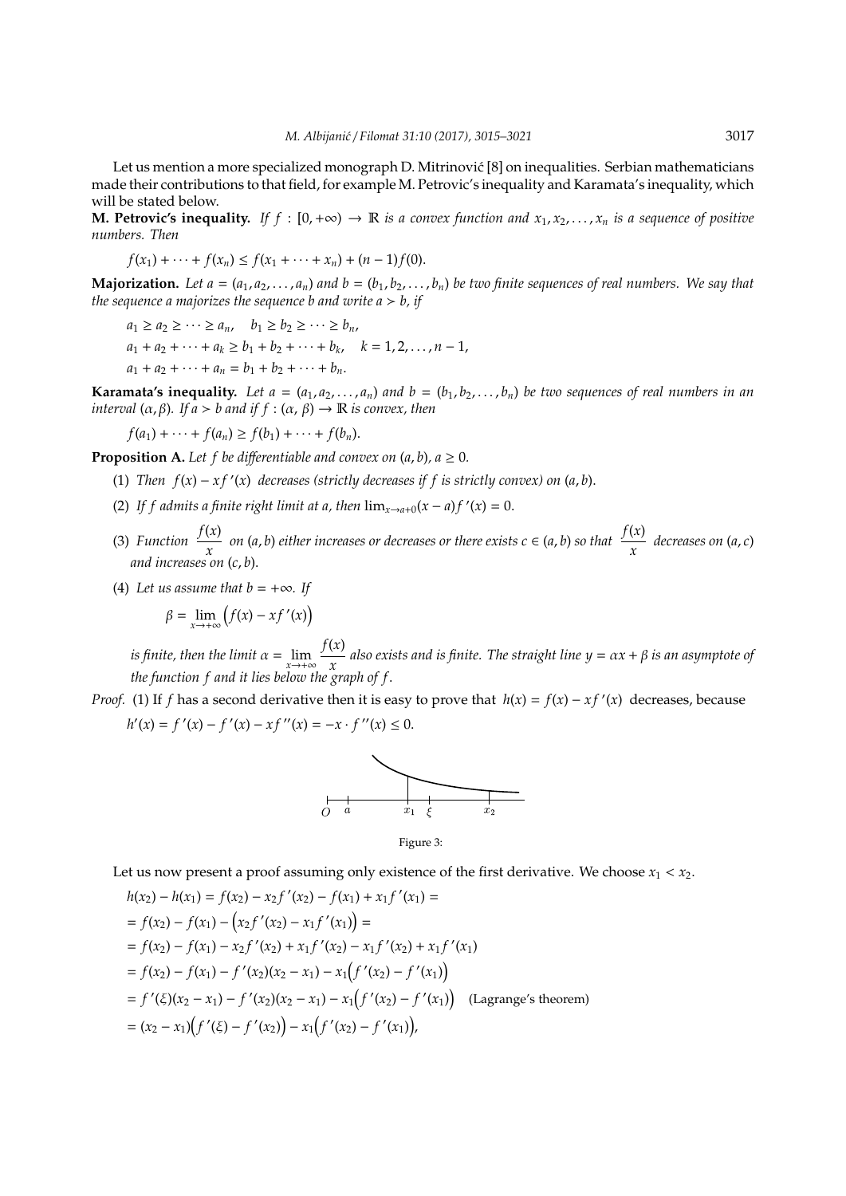Let us mention a more specialized monograph D. Mitrinović [8] on inequalities. Serbian mathematicians made their contributions to that field, for example M. Petrovic's inequality and Karamata's inequality, which will be stated below.

**M. Petrovic's inequality.** *If $f : [0, +\infty) \to \mathbb{R}$ is a convex function and $x_1, x_2, \ldots, x_n$ is a sequence of positive numbers. Then*

$$f(x_1) + \cdots + f(x_n) \leq f(x_1 + \cdots + x_n) + (n-1)f(0).$$

**Majorization.** *Let $a = (a_1, a_2, \ldots, a_n)$ and $b = (b_1, b_2, \ldots, b_n)$ be two finite sequences of real numbers. We say that the sequence $a$ majorizes the sequence $b$ and write $a \succ b$, if*

$$a_1 \geq a_2 \geq \cdots \geq a_n, \quad b_1 \geq b_2 \geq \cdots \geq b_n,$$
$$a_1 + a_2 + \cdots + a_k \geq b_1 + b_2 + \cdots + b_k, \quad k = 1, 2, \ldots, n-1,$$
$$a_1 + a_2 + \cdots + a_n = b_1 + b_2 + \cdots + b_n.$$

**Karamata's inequality.** *Let $a = (a_1, a_2, \ldots, a_n)$ and $b = (b_1, b_2, \ldots, b_n)$ be two sequences of real numbers in an interval $(\alpha, \beta)$. If $a \succ b$ and if $f : (\alpha, \beta) \to \mathbb{R}$ is convex, then*

$$f(a_1) + \cdots + f(a_n) \geq f(b_1) + \cdots + f(b_n).$$

**Proposition A.** *Let $f$ be differentiable and convex on $(a, b)$, $a \geq 0$.*

(1) *Then $f(x) - xf'(x)$ decreases (strictly decreases if $f$ is strictly convex) on $(a, b)$.*

(2) *If $f$ admits a finite right limit at $a$, then $\lim_{x \to a+0}(x - a)f'(x) = 0$.*

(3) *Function $\dfrac{f(x)}{x}$ on $(a, b)$ either increases or decreases or there exists $c \in (a, b)$ so that $\dfrac{f(x)}{x}$ decreases on $(a, c)$ and increases on $(c, b)$.*

(4) *Let us assume that $b = +\infty$. If*

$$\beta = \lim_{x \to +\infty} \Big( f(x) - xf'(x) \Big)$$

*is finite, then the limit $\alpha = \lim\limits_{x \to +\infty} \dfrac{f(x)}{x}$ also exists and is finite. The straight line $y = \alpha x + \beta$ is an asymptote of the function $f$ and it lies below the graph of $f$.*

*Proof.* (1) If $f$ has a second derivative then it is easy to prove that $h(x) = f(x) - xf'(x)$ decreases, because

$$h'(x) = f'(x) - f'(x) - xf''(x) = -x \cdot f''(x) \leq 0.$$

Figure 3:

Let us now present a proof assuming only existence of the first derivative. We choose $x_1 < x_2$.

$$
\begin{aligned}
h(x_2) - h(x_1) &= f(x_2) - x_2 f'(x_2) - f(x_1) + x_1 f'(x_1) = \\
&= f(x_2) - f(x_1) - \Big( x_2 f'(x_2) - x_1 f'(x_1) \Big) = \\
&= f(x_2) - f(x_1) - x_2 f'(x_2) + x_1 f'(x_2) - x_1 f'(x_2) + x_1 f'(x_1) \\
&= f(x_2) - f(x_1) - f'(x_2)(x_2 - x_1) - x_1 \Big( f'(x_2) - f'(x_1) \Big) \\
&= f'(\xi)(x_2 - x_1) - f'(x_2)(x_2 - x_1) - x_1 \Big( f'(x_2) - f'(x_1) \Big) \quad \text{(Lagrange's theorem)} \\
&= (x_2 - x_1)\Big( f'(\xi) - f'(x_2) \Big) - x_1 \Big( f'(x_2) - f'(x_1) \Big),
\end{aligned}
$$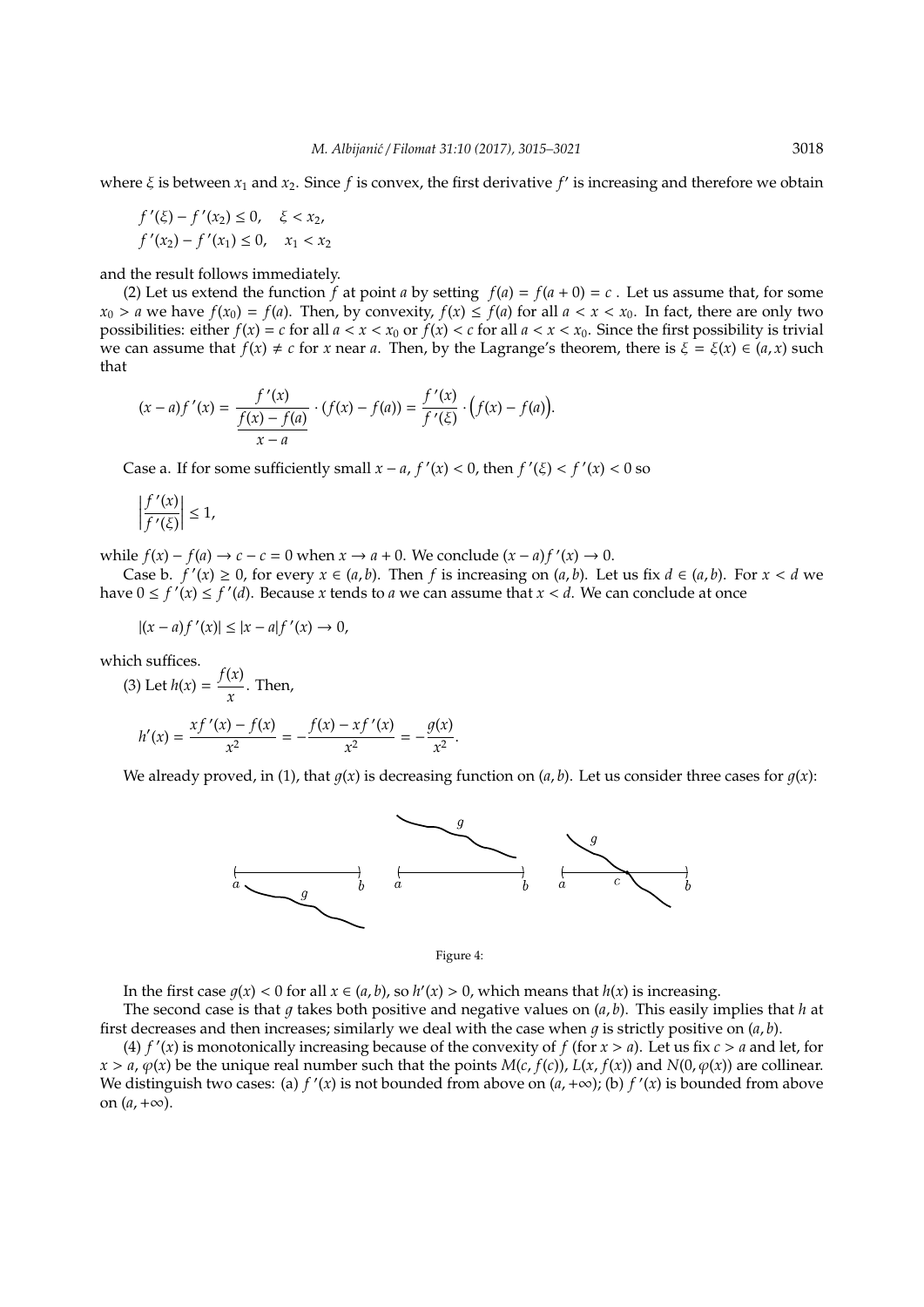where $\xi$ is between $x_1$ and $x_2$. Since $f$ is convex, the first derivative $f'$ is increasing and therefore we obtain

$$f'(\xi) - f'(x_2) \le 0, \quad \xi < x_2,$$
$$f'(x_2) - f'(x_1) \le 0, \quad x_1 < x_2$$

and the result follows immediately.

(2) Let us extend the function $f$ at point $a$ by setting $f(a) = f(a+0) = c$ . Let us assume that, for some $x_0 > a$ we have $f(x_0) = f(a)$. Then, by convexity, $f(x) \le f(a)$ for all $a < x < x_0$. In fact, there are only two possibilities: either $f(x) = c$ for all $a < x < x_0$ or $f(x) < c$ for all $a < x < x_0$. Since the first possibility is trivial we can assume that $f(x) \ne c$ for $x$ near $a$. Then, by the Lagrange's theorem, there is $\xi = \xi(x) \in (a, x)$ such that

$$(x-a)f'(x) = \frac{f'(x)}{\dfrac{f(x)-f(a)}{x-a}} \cdot (f(x) - f(a)) = \frac{f'(x)}{f'(\xi)} \cdot \Big(f(x) - f(a)\Big).$$

Case a. If for some sufficiently small $x - a$, $f'(x) < 0$, then $f'(\xi) < f'(x) < 0$ so

$$\left|\frac{f'(x)}{f'(\xi)}\right| \le 1,$$

while $f(x) - f(a) \to c - c = 0$ when $x \to a + 0$. We conclude $(x-a)f'(x) \to 0$.

Case b. $f'(x) \ge 0$, for every $x \in (a, b)$. Then $f$ is increasing on $(a, b)$. Let us fix $d \in (a, b)$. For $x < d$ we have $0 \le f'(x) \le f'(d)$. Because $x$ tends to $a$ we can assume that $x < d$. We can conclude at once

$$|(x-a)f'(x)| \le |x-a| f'(x) \to 0,$$

which suffices.

(3) Let $h(x) = \dfrac{f(x)}{x}$. Then,

$$h'(x) = \frac{xf'(x) - f(x)}{x^2} = -\frac{f(x) - xf'(x)}{x^2} = -\frac{g(x)}{x^2}.$$

We already proved, in (1), that $g(x)$ is decreasing function on $(a, b)$. Let us consider three cases for $g(x)$:

Figure 4:

In the first case $g(x) < 0$ for all $x \in (a, b)$, so $h'(x) > 0$, which means that $h(x)$ is increasing.

The second case is that $g$ takes both positive and negative values on $(a, b)$. This easily implies that $h$ at first decreases and then increases; similarly we deal with the case when $g$ is strictly positive on $(a, b)$.

(4) $f'(x)$ is monotonically increasing because of the convexity of $f$ (for $x > a$). Let us fix $c > a$ and let, for $x > a$, $\varphi(x)$ be the unique real number such that the points $M(c, f(c))$, $L(x, f(x))$ and $N(0, \varphi(x))$ are collinear. We distinguish two cases: (a) $f'(x)$ is not bounded from above on $(a, +\infty)$; (b) $f'(x)$ is bounded from above on $(a, +\infty)$.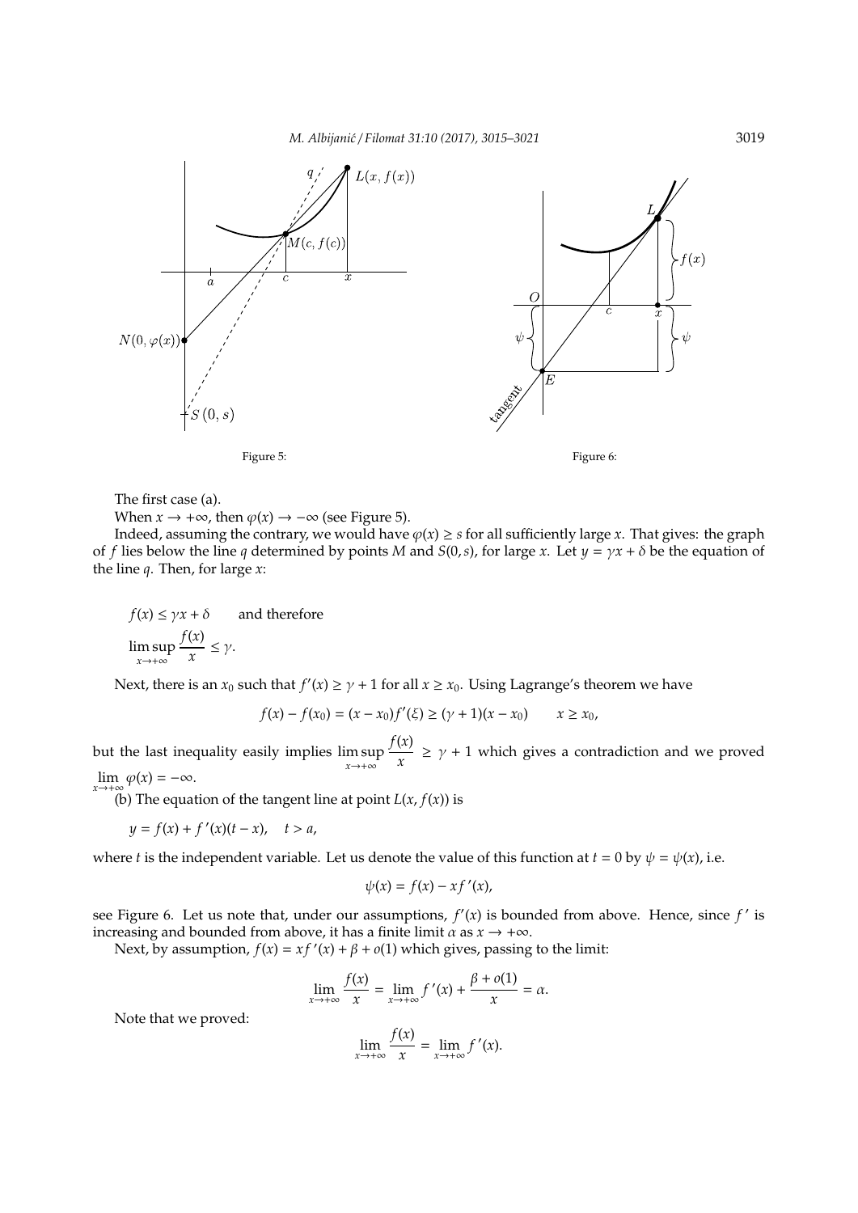Figure 5:

Figure 6:

The first case (a).

When $x \to +\infty$, then $\varphi(x) \to -\infty$ (see Figure 5).

Indeed, assuming the contrary, we would have $\varphi(x) \geq s$ for all sufficiently large $x$. That gives: the graph of $f$ lies below the line $q$ determined by points $M$ and $S(0, s)$, for large $x$. Let $y = \gamma x + \delta$ be the equation of the line $q$. Then, for large $x$:

$$f(x) \leq \gamma x + \delta \qquad \text{and therefore}$$

$$\limsup_{x \to +\infty} \frac{f(x)}{x} \leq \gamma.$$

Next, there is an $x_0$ such that $f'(x) \geq \gamma + 1$ for all $x \geq x_0$. Using Lagrange's theorem we have

$$f(x) - f(x_0) = (x - x_0) f'(\xi) \geq (\gamma + 1)(x - x_0) \qquad x \geq x_0,$$

but the last inequality easily implies $\limsup_{x \to +\infty} \frac{f(x)}{x} \geq \gamma + 1$ which gives a contradiction and we proved $\lim_{x \to +\infty} \varphi(x) = -\infty$.

(b) The equation of the tangent line at point $L(x, f(x))$ is

$$y = f(x) + f'(x)(t - x), \quad t > a,$$

where $t$ is the independent variable. Let us denote the value of this function at $t = 0$ by $\psi = \psi(x)$, i.e.

$$\psi(x) = f(x) - x f'(x),$$

see Figure 6. Let us note that, under our assumptions, $f'(x)$ is bounded from above. Hence, since $f'$ is increasing and bounded from above, it has a finite limit $\alpha$ as $x \to +\infty$.

Next, by assumption, $f(x) = x f'(x) + \beta + o(1)$ which gives, passing to the limit:

$$\lim_{x \to +\infty} \frac{f(x)}{x} = \lim_{x \to +\infty} f'(x) + \frac{\beta + o(1)}{x} = \alpha.$$

Note that we proved:

$$\lim_{x \to +\infty} \frac{f(x)}{x} = \lim_{x \to +\infty} f'(x).$$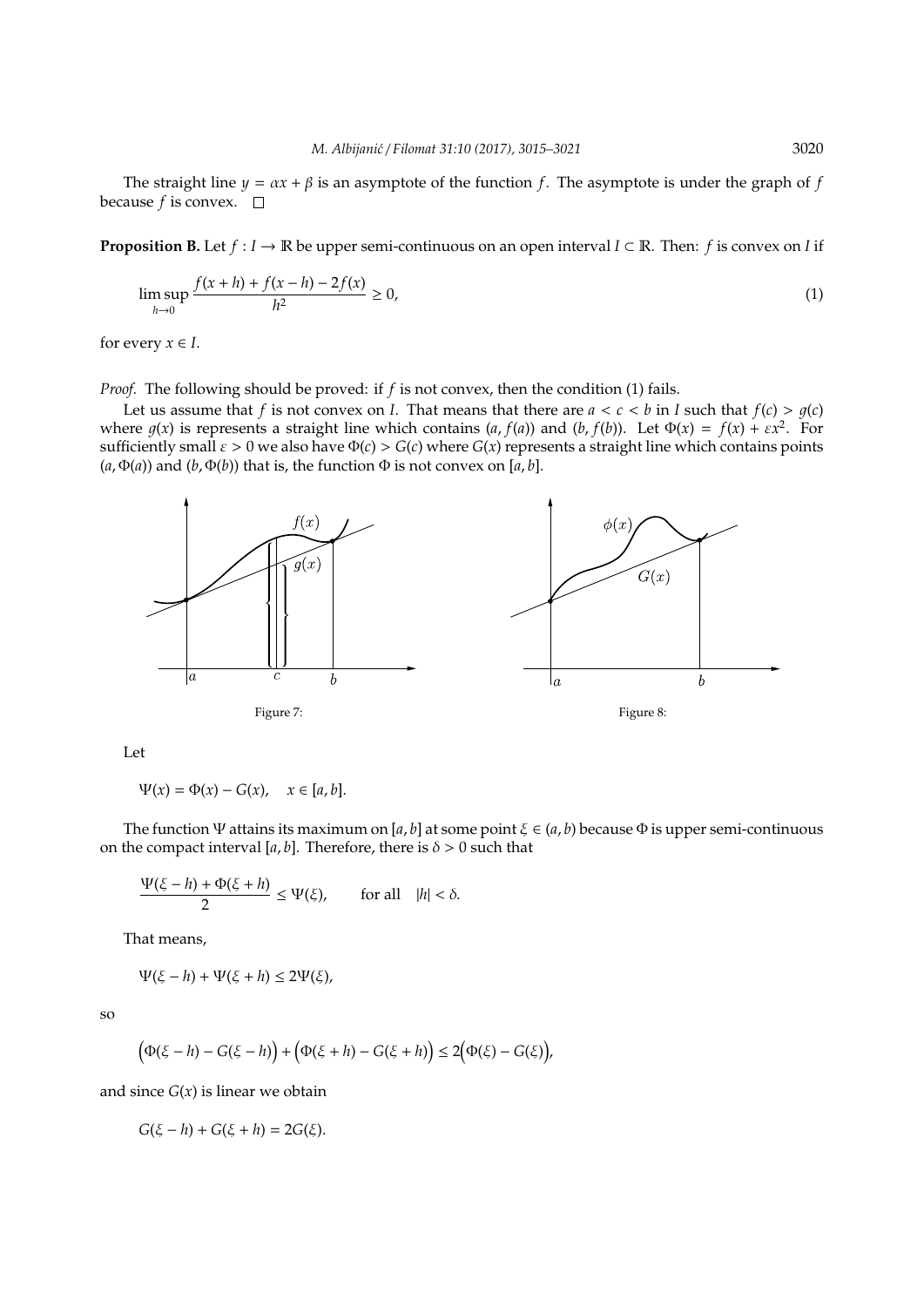The straight line $y = \alpha x + \beta$ is an asymptote of the function $f$. The asymptote is under the graph of $f$ because $f$ is convex. $\square$

**Proposition B.** Let $f : I \to \mathbb{R}$ be upper semi-continuous on an open interval $I \subset \mathbb{R}$. Then: $f$ is convex on $I$ if

$$\limsup_{h \to 0} \frac{f(x+h) + f(x-h) - 2f(x)}{h^2} \geq 0, \tag{1}$$

for every $x \in I$.

*Proof.* The following should be proved: if $f$ is not convex, then the condition (1) fails.

Let us assume that $f$ is not convex on $I$. That means that there are $a < c < b$ in $I$ such that $f(c) > g(c)$ where $g(x)$ is represents a straight line which contains $(a, f(a))$ and $(b, f(b))$. Let $\Phi(x) = f(x) + \varepsilon x^2$. For sufficiently small $\varepsilon > 0$ we also have $\Phi(c) > G(c)$ where $G(x)$ represents a straight line which contains points $(a, \Phi(a))$ and $(b, \Phi(b))$ that is, the function $\Phi$ is not convex on $[a, b]$.

Figure 7:

Figure 8:

Let

$$\Psi(x) = \Phi(x) - G(x), \quad x \in [a, b].$$

The function $\Psi$ attains its maximum on $[a, b]$ at some point $\xi \in (a, b)$ because $\Phi$ is upper semi-continuous on the compact interval $[a, b]$. Therefore, there is $\delta > 0$ such that

$$\frac{\Psi(\xi - h) + \Phi(\xi + h)}{2} \leq \Psi(\xi), \qquad \text{for all} \quad |h| < \delta.$$

That means,

$$\Psi(\xi - h) + \Psi(\xi + h) \leq 2\Psi(\xi),$$

so

$$\Big(\Phi(\xi - h) - G(\xi - h)\Big) + \Big(\Phi(\xi + h) - G(\xi + h)\Big) \leq 2\Big(\Phi(\xi) - G(\xi)\Big),$$

and since $G(x)$ is linear we obtain

$$G(\xi - h) + G(\xi + h) = 2G(\xi).$$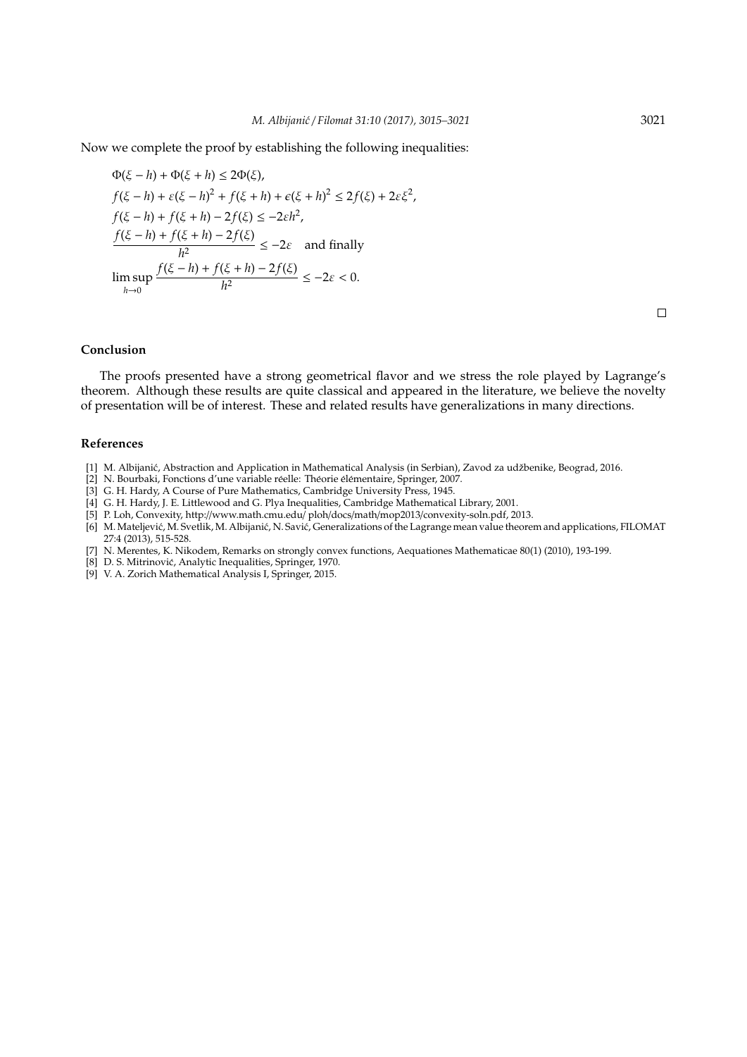Now we complete the proof by establishing the following inequalities:

$$
\begin{aligned}
&\Phi(\xi - h) + \Phi(\xi + h) \leq 2\Phi(\xi), \\
&f(\xi - h) + \varepsilon(\xi - h)^2 + f(\xi + h) + \epsilon(\xi + h)^2 \leq 2f(\xi) + 2\varepsilon\xi^2, \\
&f(\xi - h) + f(\xi + h) - 2f(\xi) \leq -2\varepsilon h^2, \\
&\frac{f(\xi - h) + f(\xi + h) - 2f(\xi)}{h^2} \leq -2\varepsilon \quad \text{and finally} \\
&\limsup_{h \to 0} \frac{f(\xi - h) + f(\xi + h) - 2f(\xi)}{h^2} \leq -2\varepsilon < 0.
\end{aligned}
$$

□

**Conclusion**

The proofs presented have a strong geometrical flavor and we stress the role played by Lagrange's theorem. Although these results are quite classical and appeared in the literature, we believe the novelty of presentation will be of interest. These and related results have generalizations in many directions.

**References**

[1] M. Albijanić, Abstraction and Application in Mathematical Analysis (in Serbian), Zavod za udžbenike, Beograd, 2016.

[2] N. Bourbaki, Fonctions d'une variable réelle: Théorie élémentaire, Springer, 2007.

[3] G. H. Hardy, A Course of Pure Mathematics, Cambridge University Press, 1945.

[4] G. H. Hardy, J. E. Littlewood and G. Plya Inequalities, Cambridge Mathematical Library, 2001.

[5] P. Loh, Convexity, http://www.math.cmu.edu/ ploh/docs/math/mop2013/convexity-soln.pdf, 2013.

[6] M. Mateljević, M. Svetlik, M. Albijanić, N. Savić, Generalizations of the Lagrange mean value theorem and applications, FILOMAT 27:4 (2013), 515-528.

[7] N. Merentes, K. Nikodem, Remarks on strongly convex functions, Aequationes Mathematicae 80(1) (2010), 193-199.

[8] D. S. Mitrinović, Analytic Inequalities, Springer, 1970.

[9] V. A. Zorich Mathematical Analysis I, Springer, 2015.